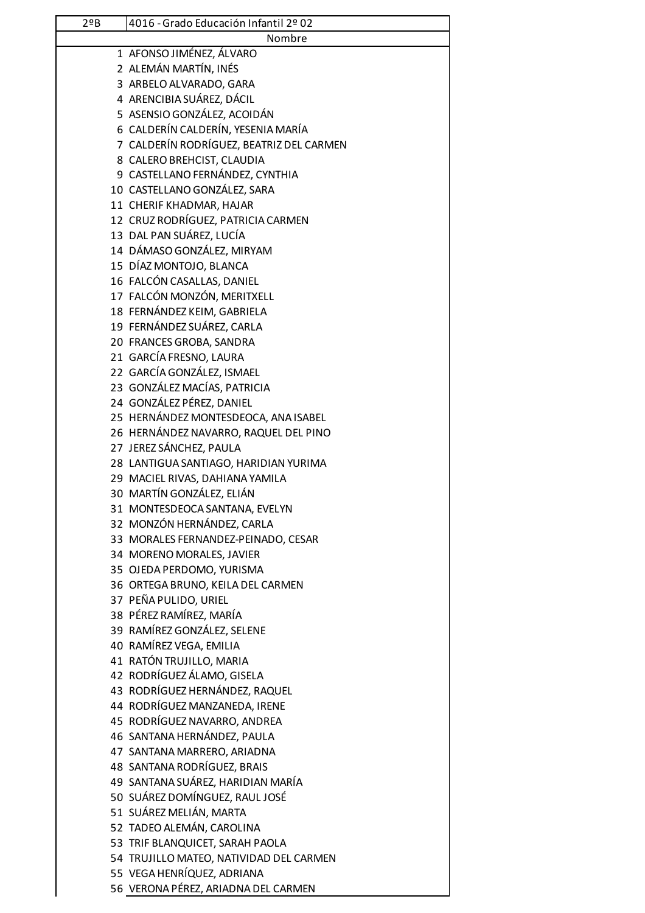| 2ºB | 4016 - Grado Educación Infantil 2º 02 |
|---|---|
| | Nombre |
| 1 | AFONSO JIMÉNEZ, ÁLVARO |
| 2 | ALEMÁN MARTÍN, INÉS |
| 3 | ARBELO ALVARADO, GARA |
| 4 | ARENCIBIA SUÁREZ, DÁCIL |
| 5 | ASENSIO GONZÁLEZ, ACOIDÁN |
| 6 | CALDERÍN CALDERÍN, YESENIA MARÍA |
| 7 | CALDERÍN RODRÍGUEZ, BEATRIZ DEL CARMEN |
| 8 | CALERO BREHCIST, CLAUDIA |
| 9 | CASTELLANO FERNÁNDEZ, CYNTHIA |
| 10 | CASTELLANO GONZÁLEZ, SARA |
| 11 | CHERIF KHADMAR, HAJAR |
| 12 | CRUZ RODRÍGUEZ, PATRICIA CARMEN |
| 13 | DAL PAN SUÁREZ, LUCÍA |
| 14 | DÁMASO GONZÁLEZ, MIRYAM |
| 15 | DÍAZ MONTOJO, BLANCA |
| 16 | FALCÓN CASALLAS, DANIEL |
| 17 | FALCÓN MONZÓN, MERITXELL |
| 18 | FERNÁNDEZ KEIM, GABRIELA |
| 19 | FERNÁNDEZ SUÁREZ, CARLA |
| 20 | FRANCES GROBA, SANDRA |
| 21 | GARCÍA FRESNO, LAURA |
| 22 | GARCÍA GONZÁLEZ, ISMAEL |
| 23 | GONZÁLEZ MACÍAS, PATRICIA |
| 24 | GONZÁLEZ PÉREZ, DANIEL |
| 25 | HERNÁNDEZ MONTESDEOCA, ANA ISABEL |
| 26 | HERNÁNDEZ NAVARRO, RAQUEL DEL PINO |
| 27 | JEREZ SÁNCHEZ, PAULA |
| 28 | LANTIGUA SANTIAGO, HARIDIAN YURIMA |
| 29 | MACIEL RIVAS, DAHIANA YAMILA |
| 30 | MARTÍN GONZÁLEZ, ELIÁN |
| 31 | MONTESDEOCA SANTANA, EVELYN |
| 32 | MONZÓN HERNÁNDEZ, CARLA |
| 33 | MORALES FERNANDEZ-PEINADO, CESAR |
| 34 | MORENO MORALES, JAVIER |
| 35 | OJEDA PERDOMO, YURISMA |
| 36 | ORTEGA BRUNO, KEILA DEL CARMEN |
| 37 | PEÑA PULIDO, URIEL |
| 38 | PÉREZ RAMÍREZ, MARÍA |
| 39 | RAMÍREZ GONZÁLEZ, SELENE |
| 40 | RAMÍREZ VEGA, EMILIA |
| 41 | RATÓN TRUJILLO, MARIA |
| 42 | RODRÍGUEZ ÁLAMO, GISELA |
| 43 | RODRÍGUEZ HERNÁNDEZ, RAQUEL |
| 44 | RODRÍGUEZ MANZANEDA, IRENE |
| 45 | RODRÍGUEZ NAVARRO, ANDREA |
| 46 | SANTANA HERNÁNDEZ, PAULA |
| 47 | SANTANA MARRERO, ARIADNA |
| 48 | SANTANA RODRÍGUEZ, BRAIS |
| 49 | SANTANA SUÁREZ, HARIDIAN MARÍA |
| 50 | SUÁREZ DOMÍNGUEZ, RAUL JOSÉ |
| 51 | SUÁREZ MELIÁN, MARTA |
| 52 | TADEO ALEMÁN, CAROLINA |
| 53 | TRIF BLANQUICET, SARAH PAOLA |
| 54 | TRUJILLO MATEO, NATIVIDAD DEL CARMEN |
| 55 | VEGA HENRÍQUEZ, ADRIANA |
| 56 | VERONA PÉREZ, ARIADNA DEL CARMEN |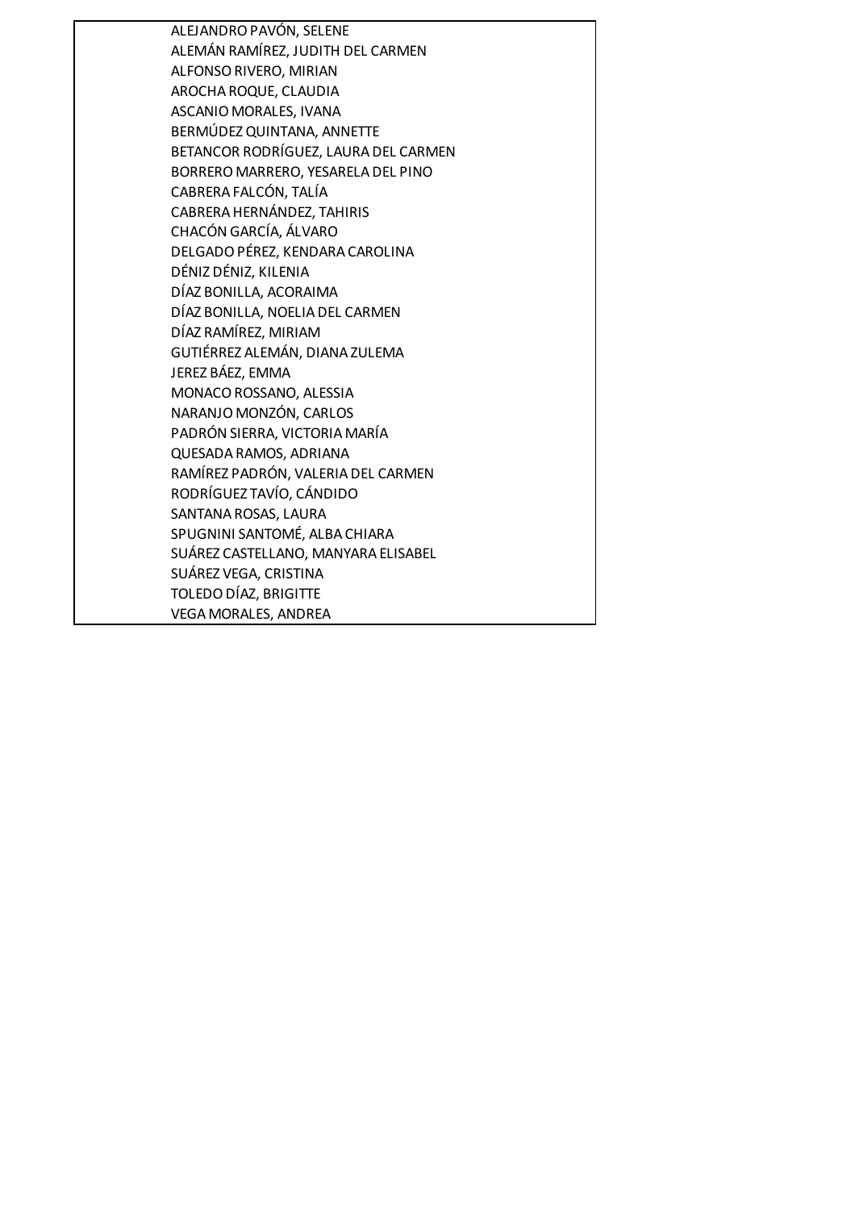ALEJANDRO PAVÓN, SELENE
ALEMÁN RAMÍREZ, JUDITH DEL CARMEN
ALFONSO RIVERO, MIRIAN
AROCHA ROQUE, CLAUDIA
ASCANIO MORALES, IVANA
BERMÚDEZ QUINTANA, ANNETTE
BETANCOR RODRÍGUEZ, LAURA DEL CARMEN
BORRERO MARRERO, YESARELA DEL PINO
CABRERA FALCÓN, TALÍA
CABRERA HERNÁNDEZ, TAHIRIS
CHACÓN GARCÍA, ÁLVARO
DELGADO PÉREZ, KENDARA CAROLINA
DÉNIZ DÉNIZ, KILENIA
DÍAZ BONILLA, ACORAIMA
DÍAZ BONILLA, NOELIA DEL CARMEN
DÍAZ RAMÍREZ, MIRIAM
GUTIÉRREZ ALEMÁN, DIANA ZULEMA
JEREZ BÁEZ, EMMA
MONACO ROSSANO, ALESSIA
NARANJO MONZÓN, CARLOS
PADRÓN SIERRA, VICTORIA MARÍA
QUESADA RAMOS, ADRIANA
RAMÍREZ PADRÓN, VALERIA DEL CARMEN
RODRÍGUEZ TAVÍO, CÁNDIDO
SANTANA ROSAS, LAURA
SPUGNINI SANTOMÉ, ALBA CHIARA
SUÁREZ CASTELLANO, MANYARA ELISABEL
SUÁREZ VEGA, CRISTINA
TOLEDO DÍAZ, BRIGITTE
VEGA MORALES, ANDREA